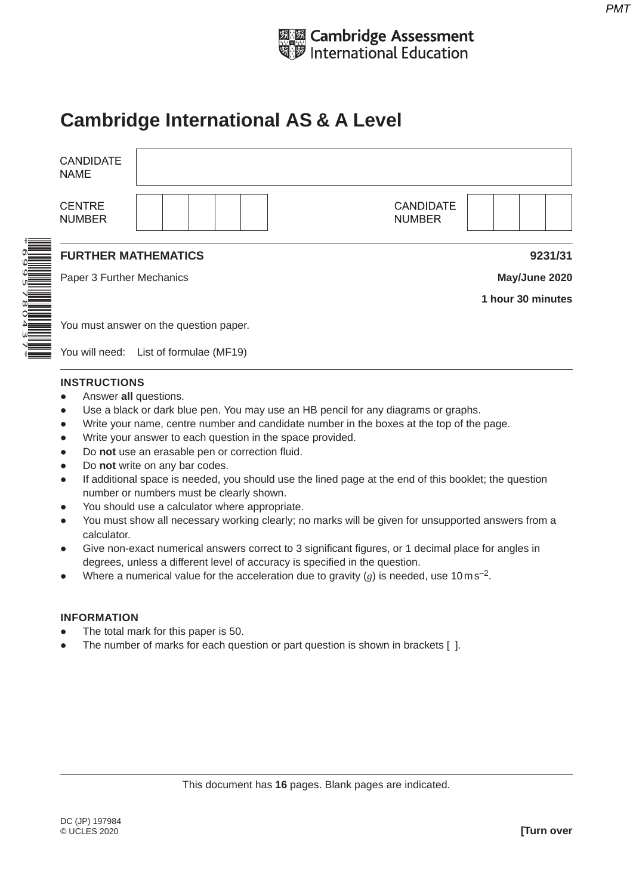Cambridge Assessment International Education

# Cambridge International AS & A Level

| CANDIDATE NAME | |
|---|---|
| CENTRE NUMBER | |
| CANDIDATE NUMBER | |

**FURTHER MATHEMATICS** **9231/31**

Paper 3 Further Mechanics **May/June 2020**

**1 hour 30 minutes**

You must answer on the question paper.

You will need: List of formulae (MF19)

**INSTRUCTIONS**

- Answer **all** questions.
- Use a black or dark blue pen. You may use an HB pencil for any diagrams or graphs.
- Write your name, centre number and candidate number in the boxes at the top of the page.
- Write your answer to each question in the space provided.
- Do **not** use an erasable pen or correction fluid.
- Do **not** write on any bar codes.
- If additional space is needed, you should use the lined page at the end of this booklet; the question number or numbers must be clearly shown.
- You should use a calculator where appropriate.
- You must show all necessary working clearly; no marks will be given for unsupported answers from a calculator.
- Give non-exact numerical answers correct to 3 significant figures, or 1 decimal place for angles in degrees, unless a different level of accuracy is specified in the question.
- Where a numerical value for the acceleration due to gravity ($g$) is needed, use $10\,\text{m}\,\text{s}^{-2}$.

**INFORMATION**

- The total mark for this paper is 50.
- The number of marks for each question or part question is shown in brackets [ ].

This document has **16** pages. Blank pages are indicated.

DC (JP) 197984
© UCLES 2020

**[Turn over**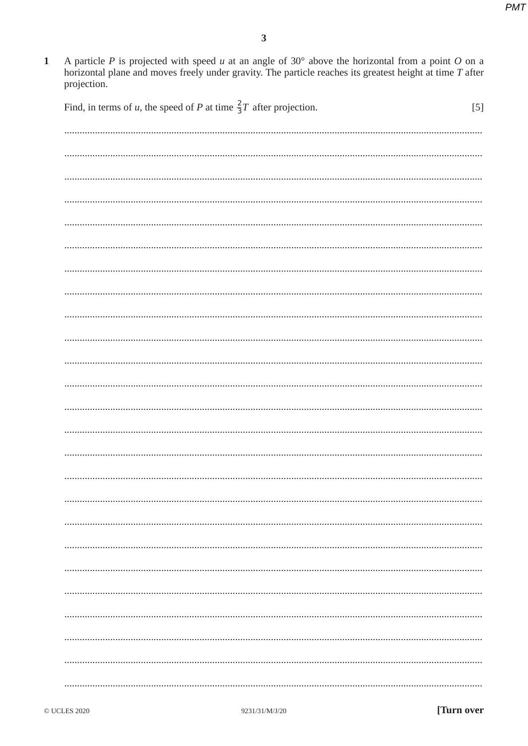**1** A particle $P$ is projected with speed $u$ at an angle of 30° above the horizontal from a point $O$ on a horizontal plane and moves freely under gravity. The particle reaches its greatest height at time $T$ after projection.

Find, in terms of $u$, the speed of $P$ at time $\frac{2}{3}T$ after projection. [5]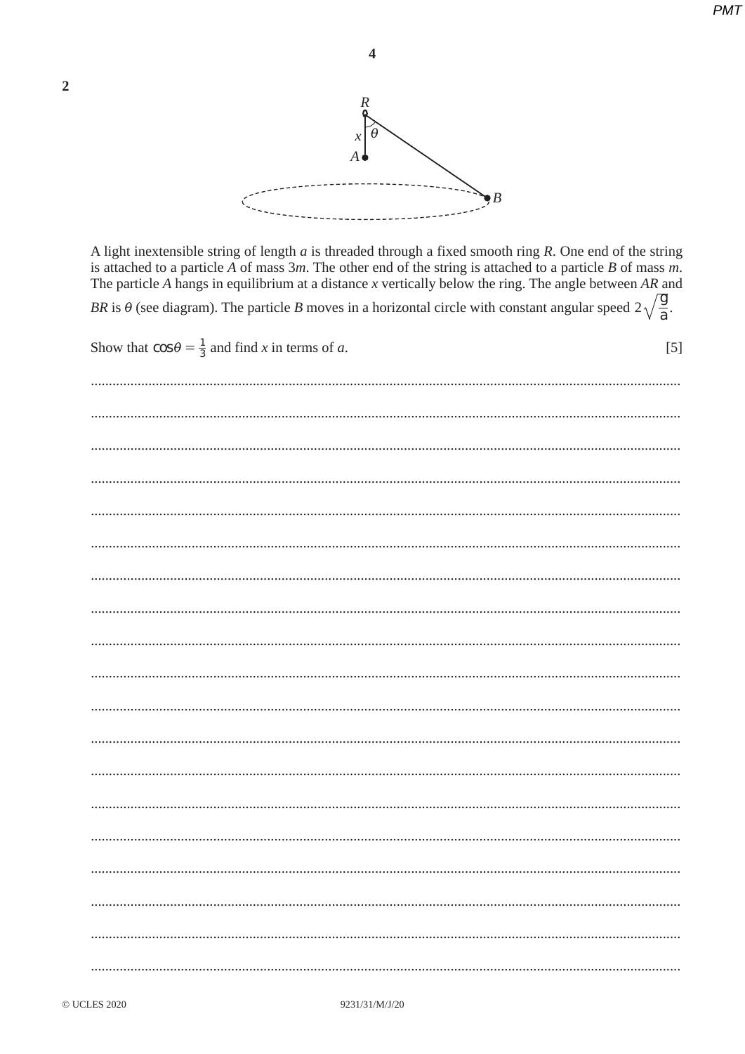**2**

A light inextensible string of length $a$ is threaded through a fixed smooth ring $R$. One end of the string is attached to a particle $A$ of mass $3m$. The other end of the string is attached to a particle $B$ of mass $m$. The particle $A$ hangs in equilibrium at a distance $x$ vertically below the ring. The angle between $AR$ and $BR$ is $\theta$ (see diagram). The particle $B$ moves in a horizontal circle with constant angular speed $2\sqrt{\frac{g}{a}}$.

Show that $\cos\theta = \frac{1}{3}$ and find $x$ in terms of $a$. [5]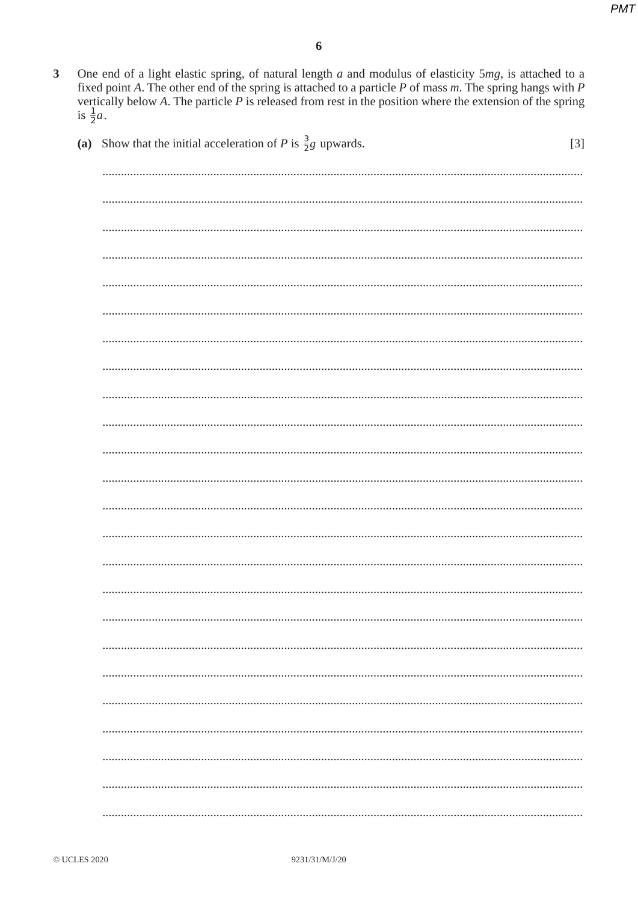**3** One end of a light elastic spring, of natural length $a$ and modulus of elasticity $5mg$, is attached to a fixed point $A$. The other end of the spring is attached to a particle $P$ of mass $m$. The spring hangs with $P$ vertically below $A$. The particle $P$ is released from rest in the position where the extension of the spring is $\frac{1}{2}a$.

**(a)** Show that the initial acceleration of $P$ is $\frac{3}{2}g$ upwards. [3]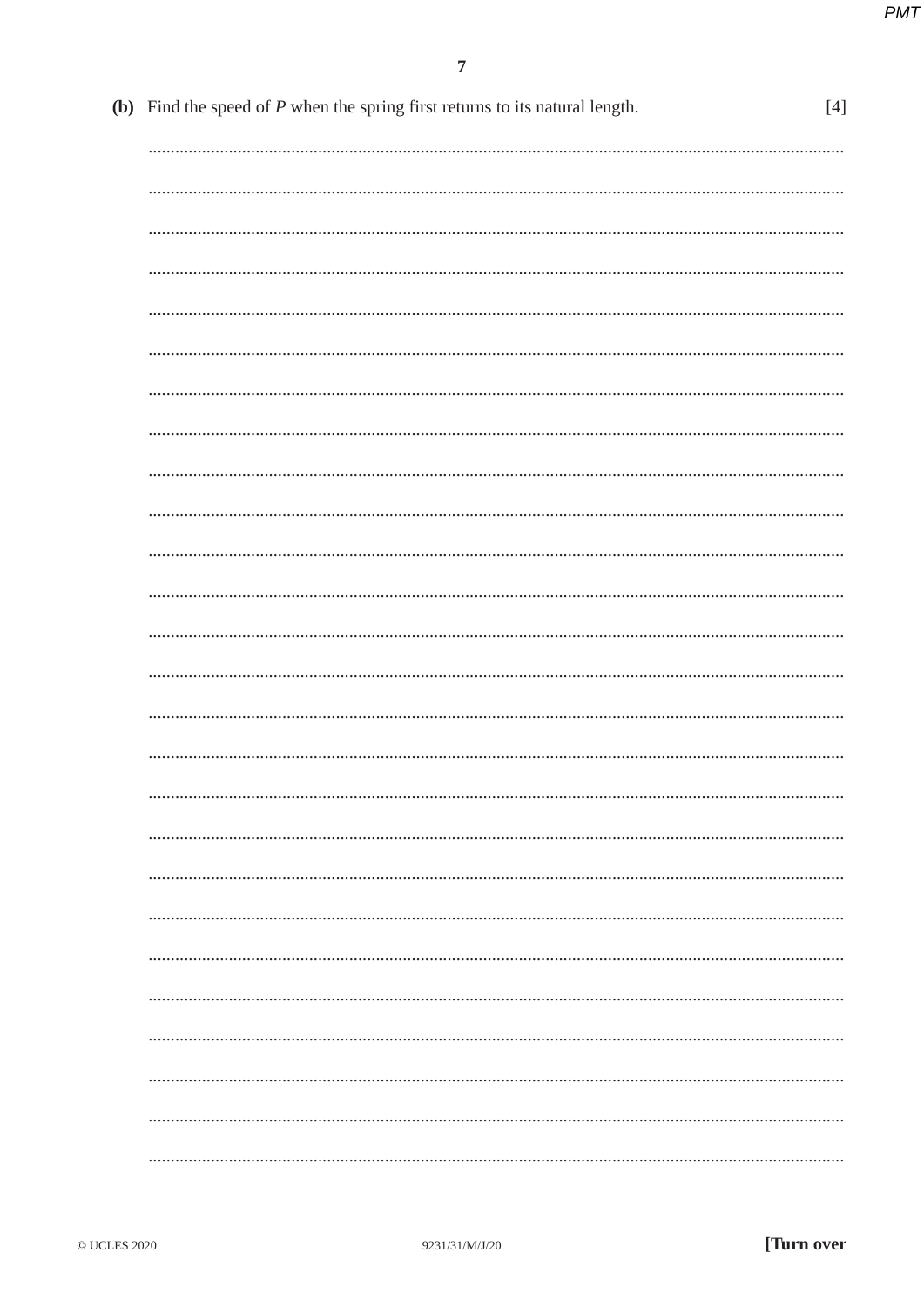**(b)** Find the speed of $P$ when the spring first returns to its natural length. [4]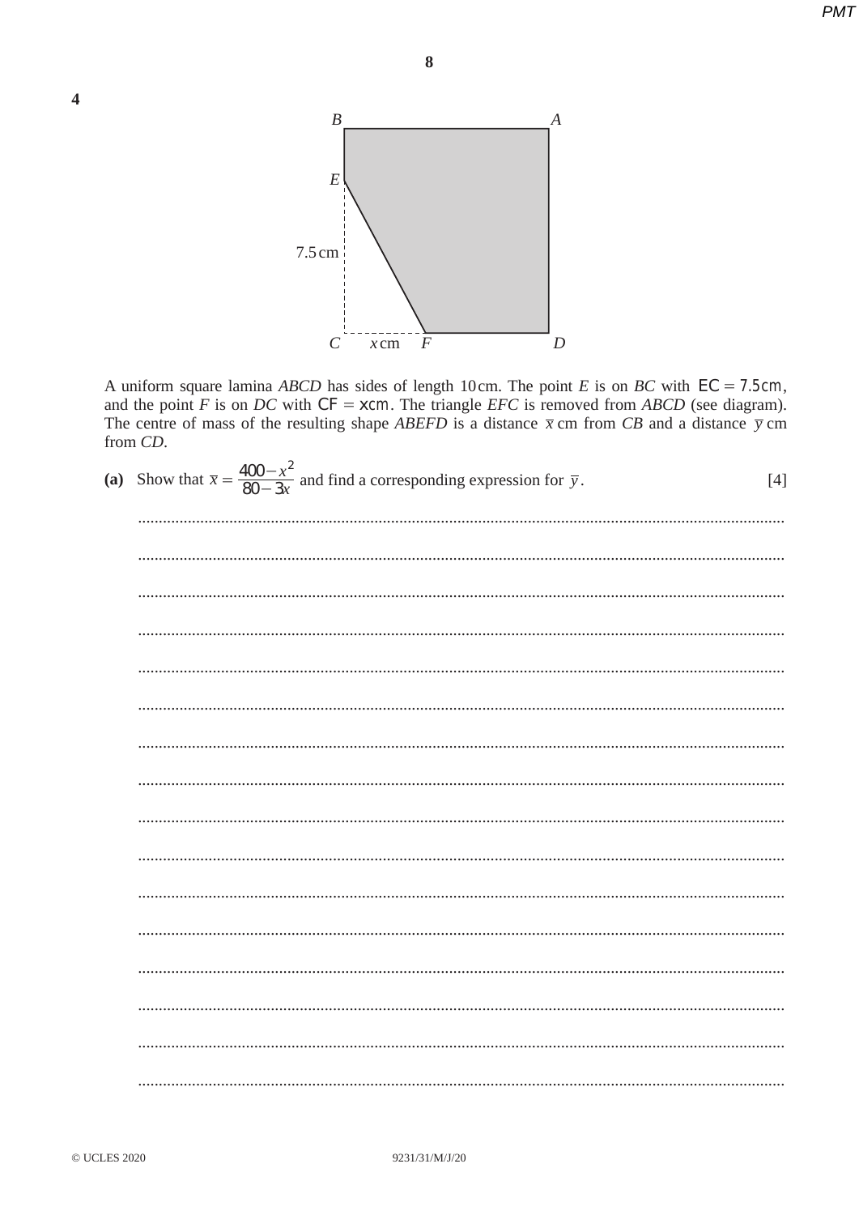**4**

A uniform square lamina *ABCD* has sides of length 10 cm. The point *E* is on *BC* with $EC = 7.5\,\text{cm}$, and the point *F* is on *DC* with $CF = x\,\text{cm}$. The triangle *EFC* is removed from *ABCD* (see diagram). The centre of mass of the resulting shape *ABEFD* is a distance $\bar{x}$ cm from *CB* and a distance $\bar{y}$ cm from *CD*.

**(a)** Show that $\bar{x} = \dfrac{400 - x^2}{80 - 3x}$ and find a corresponding expression for $\bar{y}$. [4]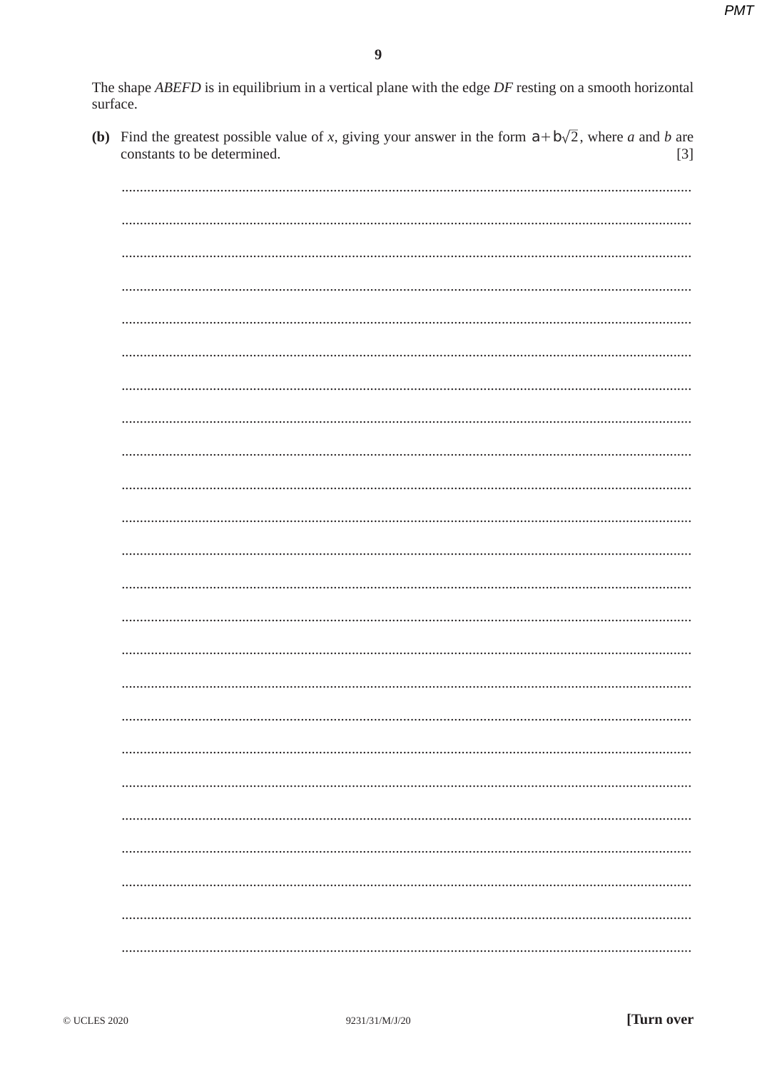The shape *ABEFD* is in equilibrium in a vertical plane with the edge *DF* resting on a smooth horizontal surface.

**(b)** Find the greatest possible value of *x*, giving your answer in the form $a + b\sqrt{2}$, where *a* and *b* are constants to be determined. [3]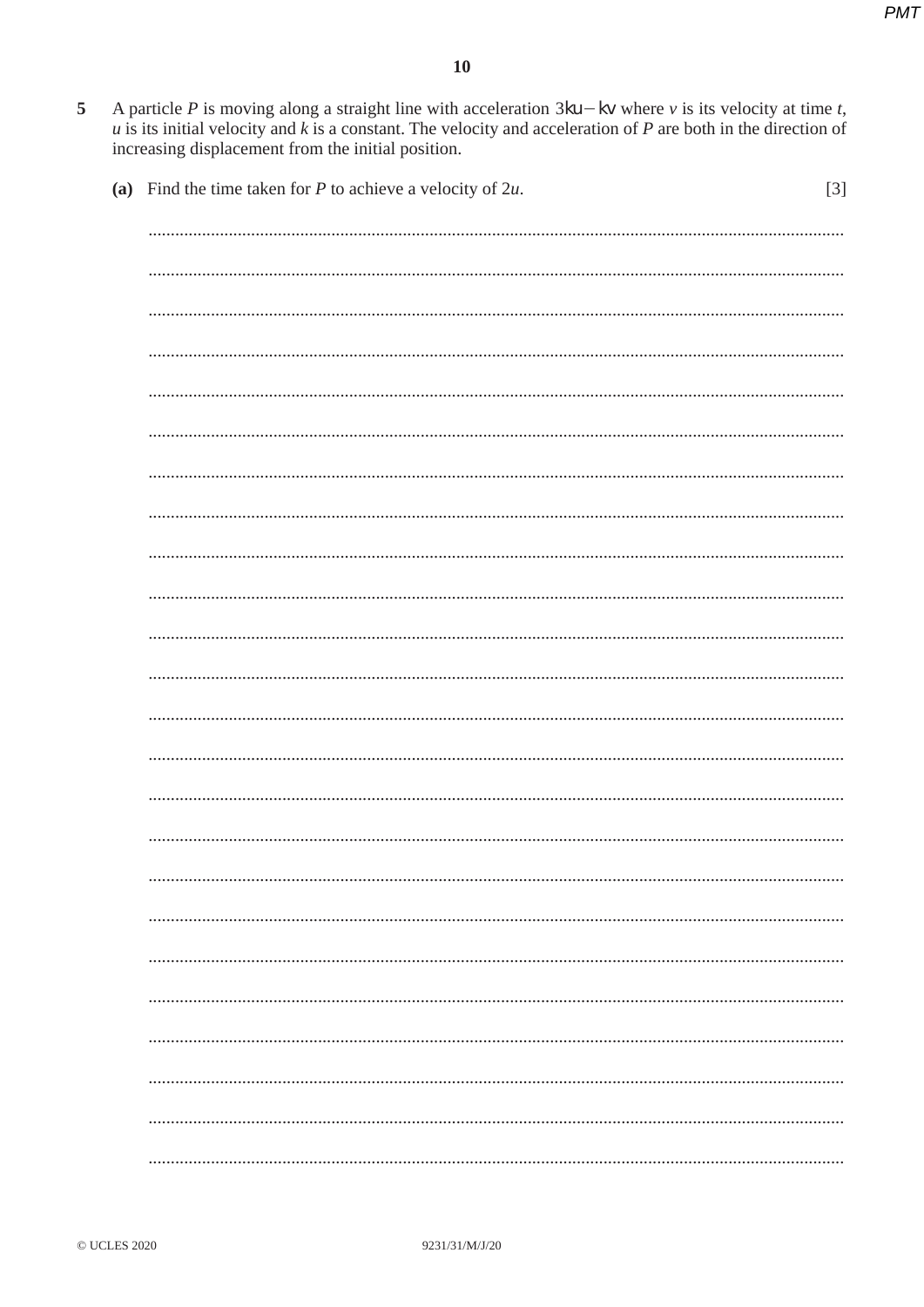**5** A particle $P$ is moving along a straight line with acceleration $3ku - kv$ where $v$ is its velocity at time $t$, $u$ is its initial velocity and $k$ is a constant. The velocity and acceleration of $P$ are both in the direction of increasing displacement from the initial position.

**(a)** Find the time taken for $P$ to achieve a velocity of $2u$. [3]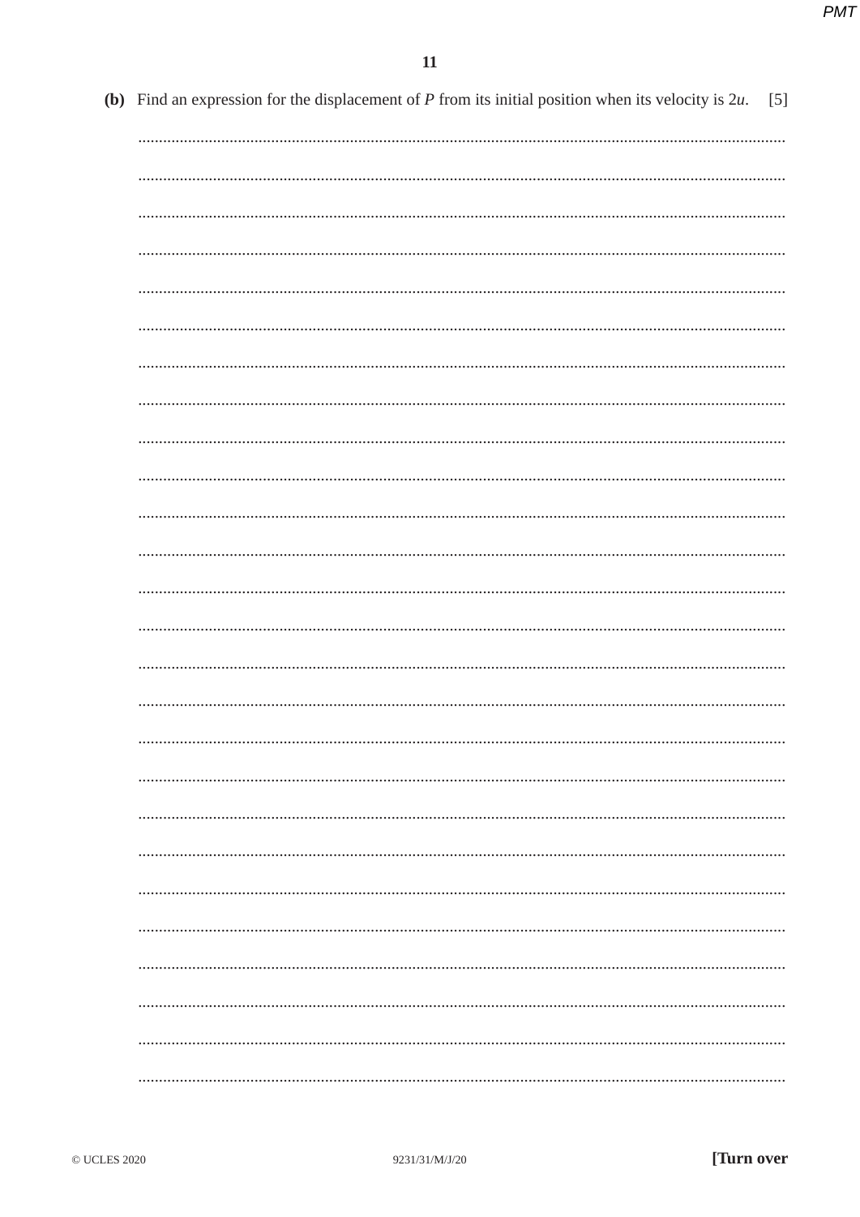**(b)** Find an expression for the displacement of $P$ from its initial position when its velocity is $2u$. [5]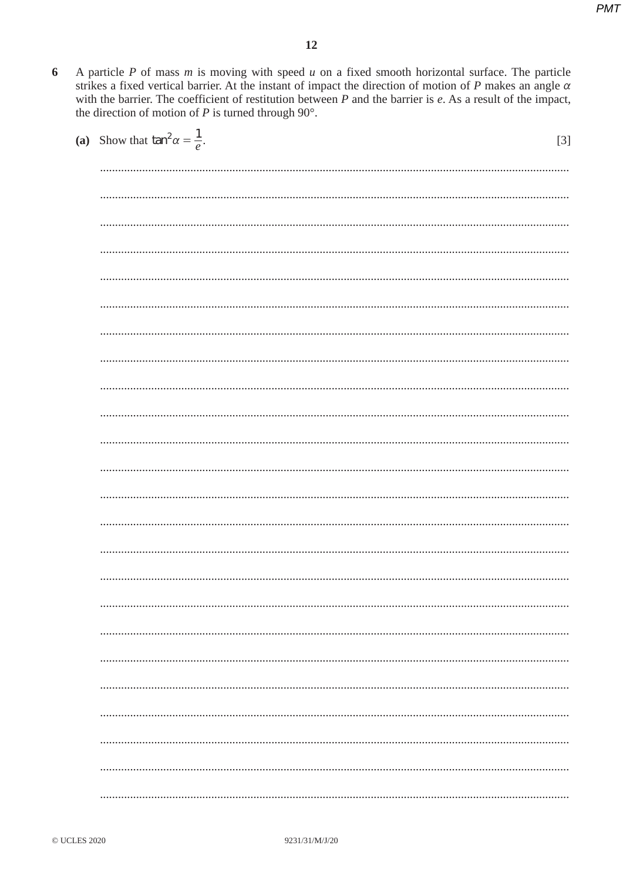**6** A particle $P$ of mass $m$ is moving with speed $u$ on a fixed smooth horizontal surface. The particle strikes a fixed vertical barrier. At the instant of impact the direction of motion of $P$ makes an angle $\alpha$ with the barrier. The coefficient of restitution between $P$ and the barrier is $e$. As a result of the impact, the direction of motion of $P$ is turned through 90°.

**(a)** Show that $\tan^2\alpha = \frac{1}{e}$. [3]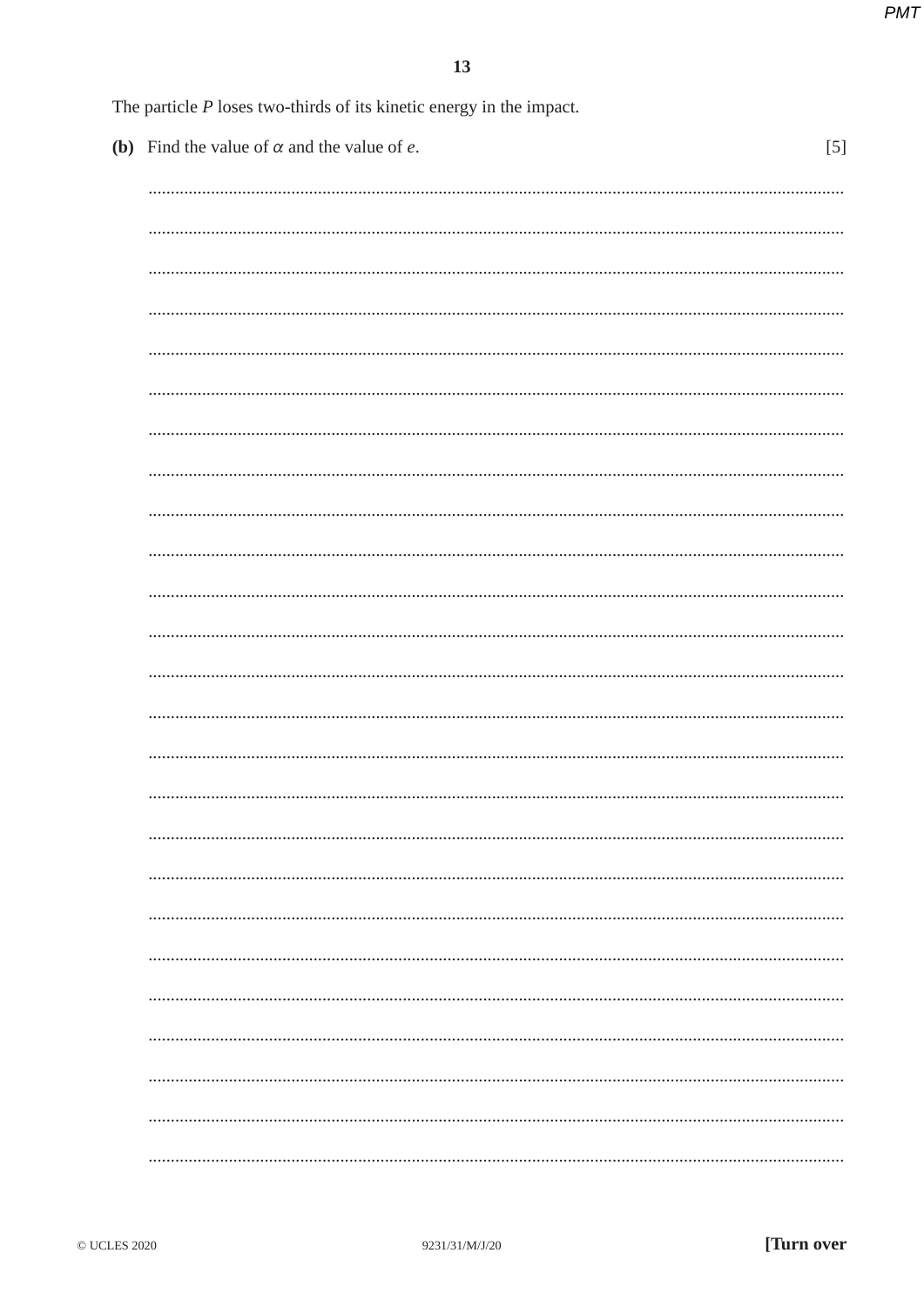The particle $P$ loses two-thirds of its kinetic energy in the impact.

**(b)** Find the value of $\alpha$ and the value of $e$. [5]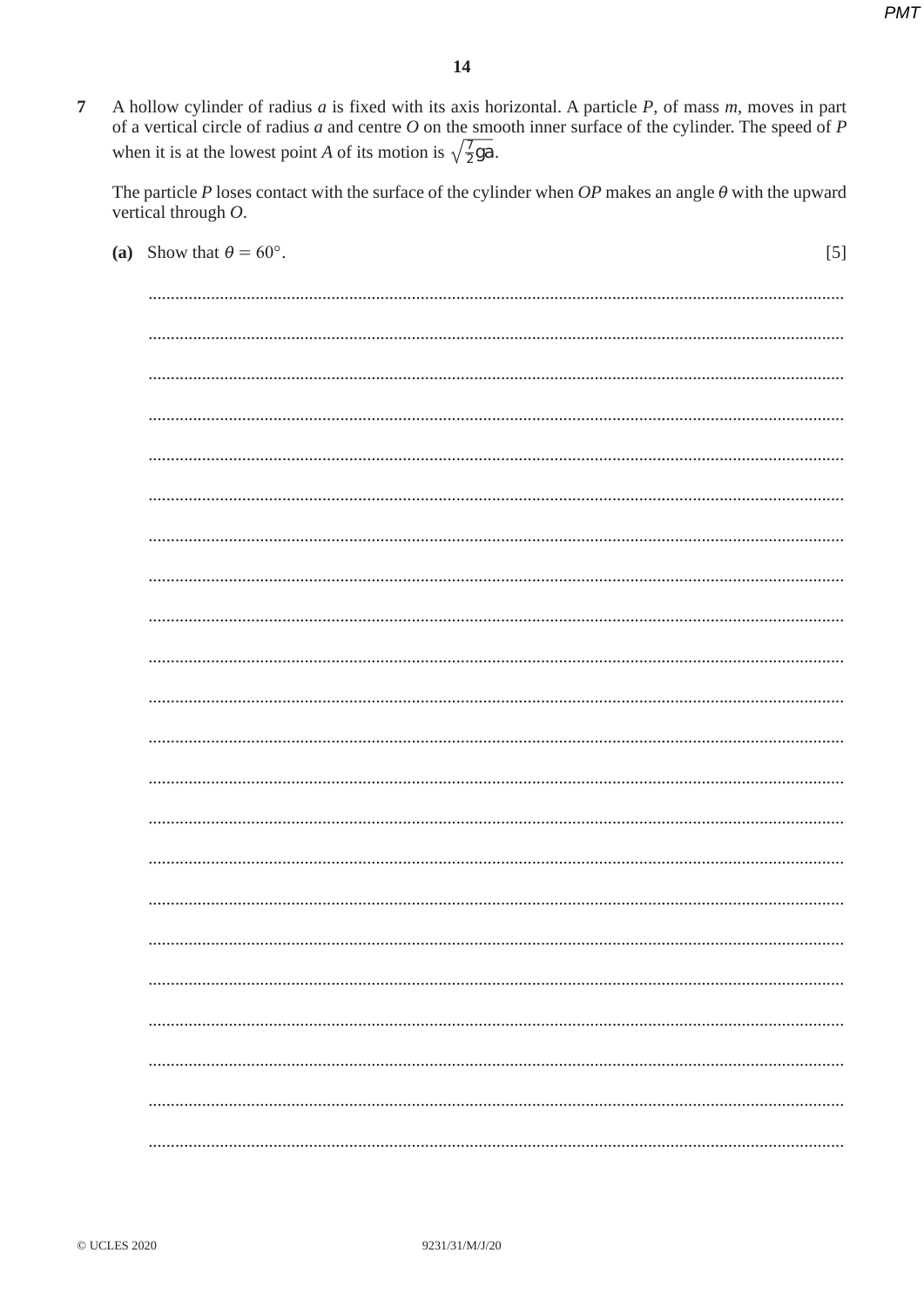**7** A hollow cylinder of radius $a$ is fixed with its axis horizontal. A particle $P$, of mass $m$, moves in part of a vertical circle of radius $a$ and centre $O$ on the smooth inner surface of the cylinder. The speed of $P$ when it is at the lowest point $A$ of its motion is $\sqrt{\frac{7}{2}ga}$.

The particle $P$ loses contact with the surface of the cylinder when $OP$ makes an angle $\theta$ with the upward vertical through $O$.

**(a)** Show that $\theta = 60°$. [5]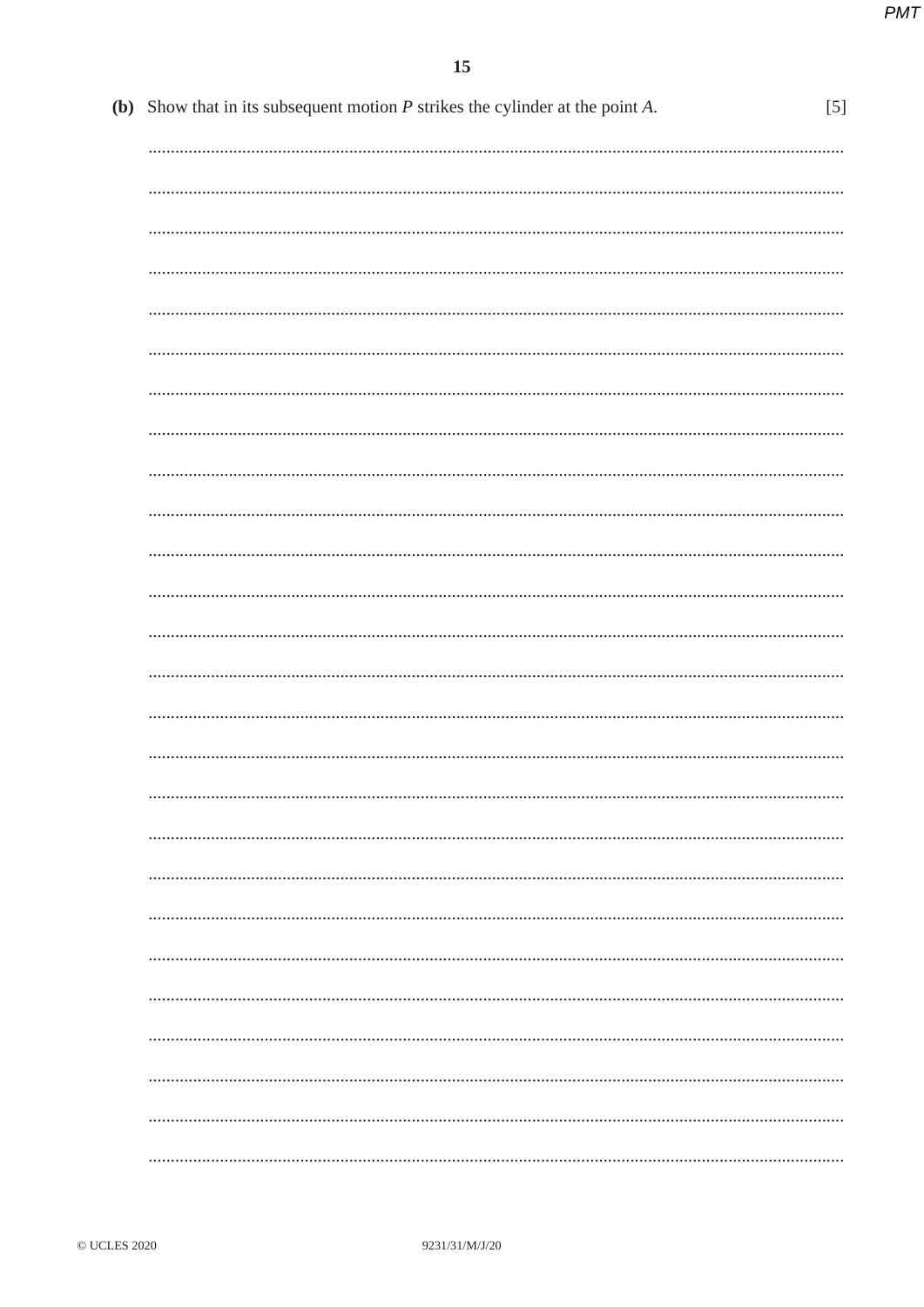**(b)** Show that in its subsequent motion $P$ strikes the cylinder at the point $A$. [5]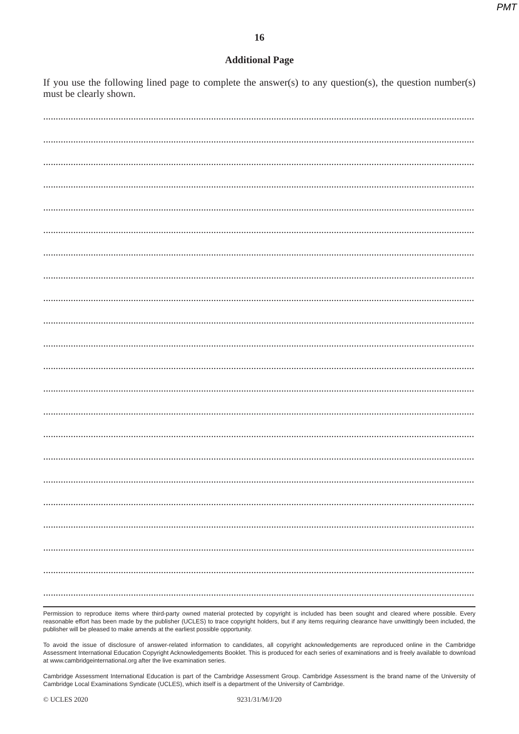## Additional Page

If you use the following lined page to complete the answer(s) to any question(s), the question number(s) must be clearly shown.

Permission to reproduce items where third-party owned material protected by copyright is included has been sought and cleared where possible. Every reasonable effort has been made by the publisher (UCLES) to trace copyright holders, but if any items requiring clearance have unwittingly been included, the publisher will be pleased to make amends at the earliest possible opportunity.

To avoid the issue of disclosure of answer-related information to candidates, all copyright acknowledgements are reproduced online in the Cambridge Assessment International Education Copyright Acknowledgements Booklet. This is produced for each series of examinations and is freely available to download at www.cambridgeinternational.org after the live examination series.

Cambridge Assessment International Education is part of the Cambridge Assessment Group. Cambridge Assessment is the brand name of the University of Cambridge Local Examinations Syndicate (UCLES), which itself is a department of the University of Cambridge.

© UCLES 2020 9231/31/M/J/20